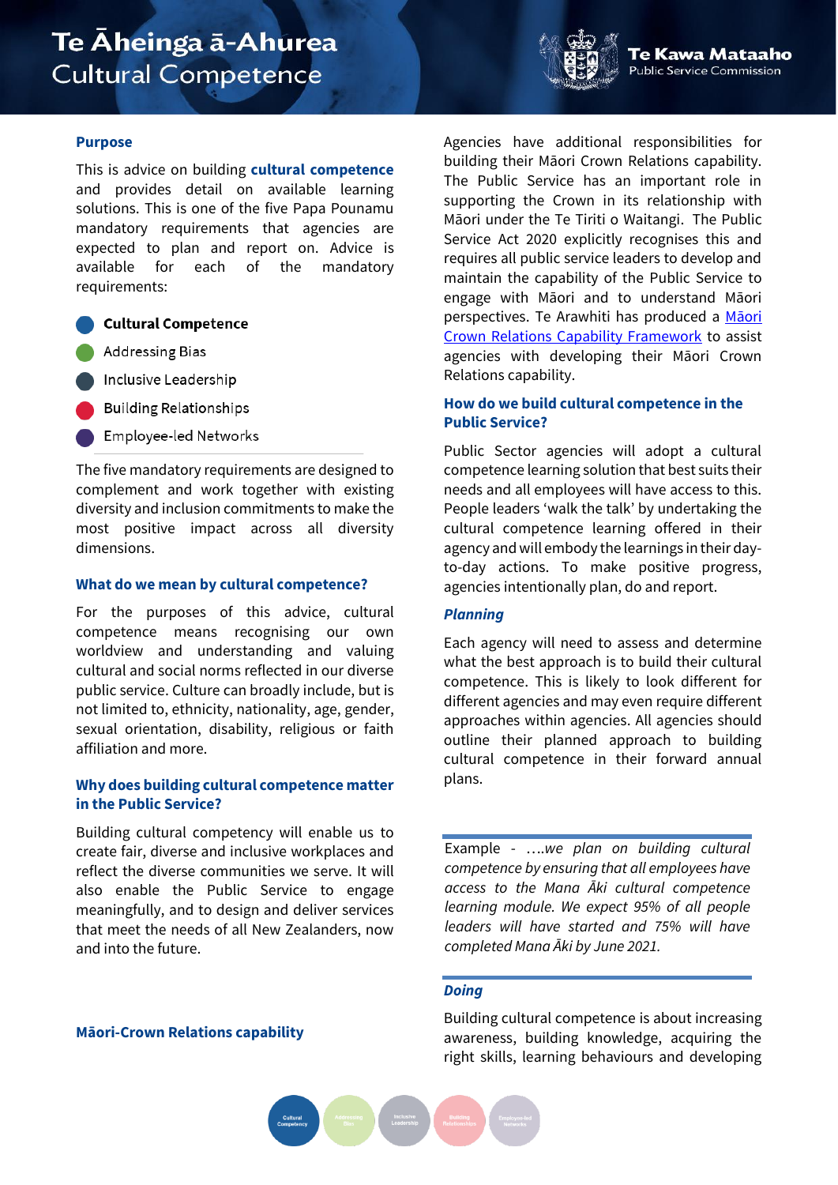# Te Āheinga ā-Ahurea
## Cultural Competence

Te Kawa Mataaho
Public Service Commission

### Purpose

This is advice on building **cultural competence** and provides detail on available learning solutions. This is one of the five Papa Pounamu mandatory requirements that agencies are expected to plan and report on. Advice is available for each of the mandatory requirements:

- **Cultural Competence**
- Addressing Bias
- Inclusive Leadership
- Building Relationships
- Employee-led Networks

The five mandatory requirements are designed to complement and work together with existing diversity and inclusion commitments to make the most positive impact across all diversity dimensions.

### What do we mean by cultural competence?

For the purposes of this advice, cultural competence means recognising our own worldview and understanding and valuing cultural and social norms reflected in our diverse public service. Culture can broadly include, but is not limited to, ethnicity, nationality, age, gender, sexual orientation, disability, religious or faith affiliation and more.

### Why does building cultural competence matter in the Public Service?

Building cultural competency will enable us to create fair, diverse and inclusive workplaces and reflect the diverse communities we serve. It will also enable the Public Service to engage meaningfully, and to design and deliver services that meet the needs of all New Zealanders, now and into the future.

### Māori-Crown Relations capability

Agencies have additional responsibilities for building their Māori Crown Relations capability. The Public Service has an important role in supporting the Crown in its relationship with Māori under the Te Tiriti o Waitangi. The Public Service Act 2020 explicitly recognises this and requires all public service leaders to develop and maintain the capability of the Public Service to engage with Māori and to understand Māori perspectives. Te Arawhiti has produced a [Māori Crown Relations Capability Framework] to assist agencies with developing their Māori Crown Relations capability.

### How do we build cultural competence in the Public Service?

Public Sector agencies will adopt a cultural competence learning solution that best suits their needs and all employees will have access to this. People leaders 'walk the talk' by undertaking the cultural competence learning offered in their agency and will embody the learnings in their day-to-day actions. To make positive progress, agencies intentionally plan, do and report.

#### *Planning*

Each agency will need to assess and determine what the best approach is to build their cultural competence. This is likely to look different for different agencies and may even require different approaches within agencies. All agencies should outline their planned approach to building cultural competence in their forward annual plans.

> Example - *….we plan on building cultural competence by ensuring that all employees have access to the Mana Āki cultural competence learning module. We expect 95% of all people leaders will have started and 75% will have completed Mana Āki by June 2021.*

#### *Doing*

Building cultural competence is about increasing awareness, building knowledge, acquiring the right skills, learning behaviours and developing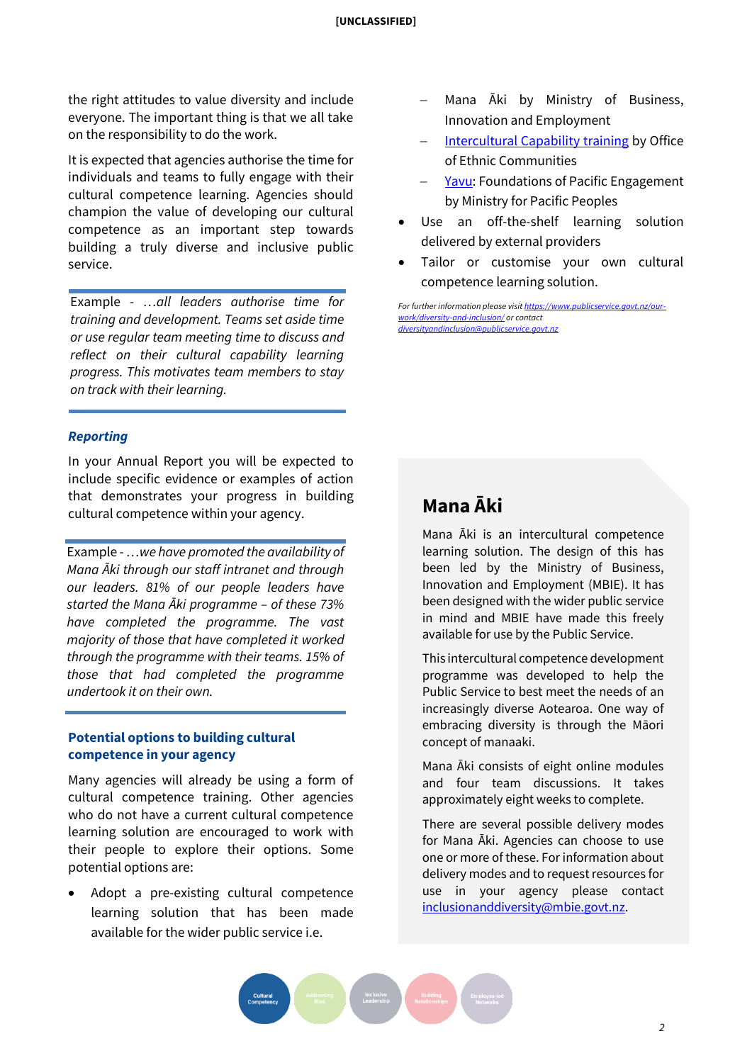the right attitudes to value diversity and include everyone. The important thing is that we all take on the responsibility to do the work.

It is expected that agencies authorise the time for individuals and teams to fully engage with their cultural competence learning. Agencies should champion the value of developing our cultural competence as an important step towards building a truly diverse and inclusive public service.

> Example - *…all leaders authorise time for training and development. Teams set aside time or use regular team meeting time to discuss and reflect on their cultural capability learning progress. This motivates team members to stay on track with their learning.*

### *Reporting*

In your Annual Report you will be expected to include specific evidence or examples of action that demonstrates your progress in building cultural competence within your agency.

> Example - *…we have promoted the availability of Mana Āki through our staff intranet and through our leaders. 81% of our people leaders have started the Mana Āki programme – of these 73% have completed the programme. The vast majority of those that have completed it worked through the programme with their teams. 15% of those that had completed the programme undertook it on their own.*

### Potential options to building cultural competence in your agency

Many agencies will already be using a form of cultural competence training. Other agencies who do not have a current cultural competence learning solution are encouraged to work with their people to explore their options. Some potential options are:

- Adopt a pre-existing cultural competence learning solution that has been made available for the wider public service i.e.
  - Mana Āki by Ministry of Business, Innovation and Employment
  - Intercultural Capability training by Office of Ethnic Communities
  - Yavu: Foundations of Pacific Engagement by Ministry for Pacific Peoples
- Use an off-the-shelf learning solution delivered by external providers
- Tailor or customise your own cultural competence learning solution.

*For further information please visit https://www.publicservice.govt.nz/our-work/diversity-and-inclusion/ or contact diversityandinclusion@publicservice.govt.nz*

## Mana Āki

Mana Āki is an intercultural competence learning solution. The design of this has been led by the Ministry of Business, Innovation and Employment (MBIE). It has been designed with the wider public service in mind and MBIE have made this freely available for use by the Public Service.

This intercultural competence development programme was developed to help the Public Service to best meet the needs of an increasingly diverse Aotearoa. One way of embracing diversity is through the Māori concept of manaaki.

Mana Āki consists of eight online modules and four team discussions. It takes approximately eight weeks to complete.

There are several possible delivery modes for Mana Āki. Agencies can choose to use one or more of these. For information about delivery modes and to request resources for use in your agency please contact inclusionanddiversity@mbie.govt.nz.

Cultural Competency | Addressing Bias | Inclusive Leadership | Building Relationships | Employee-led Networks